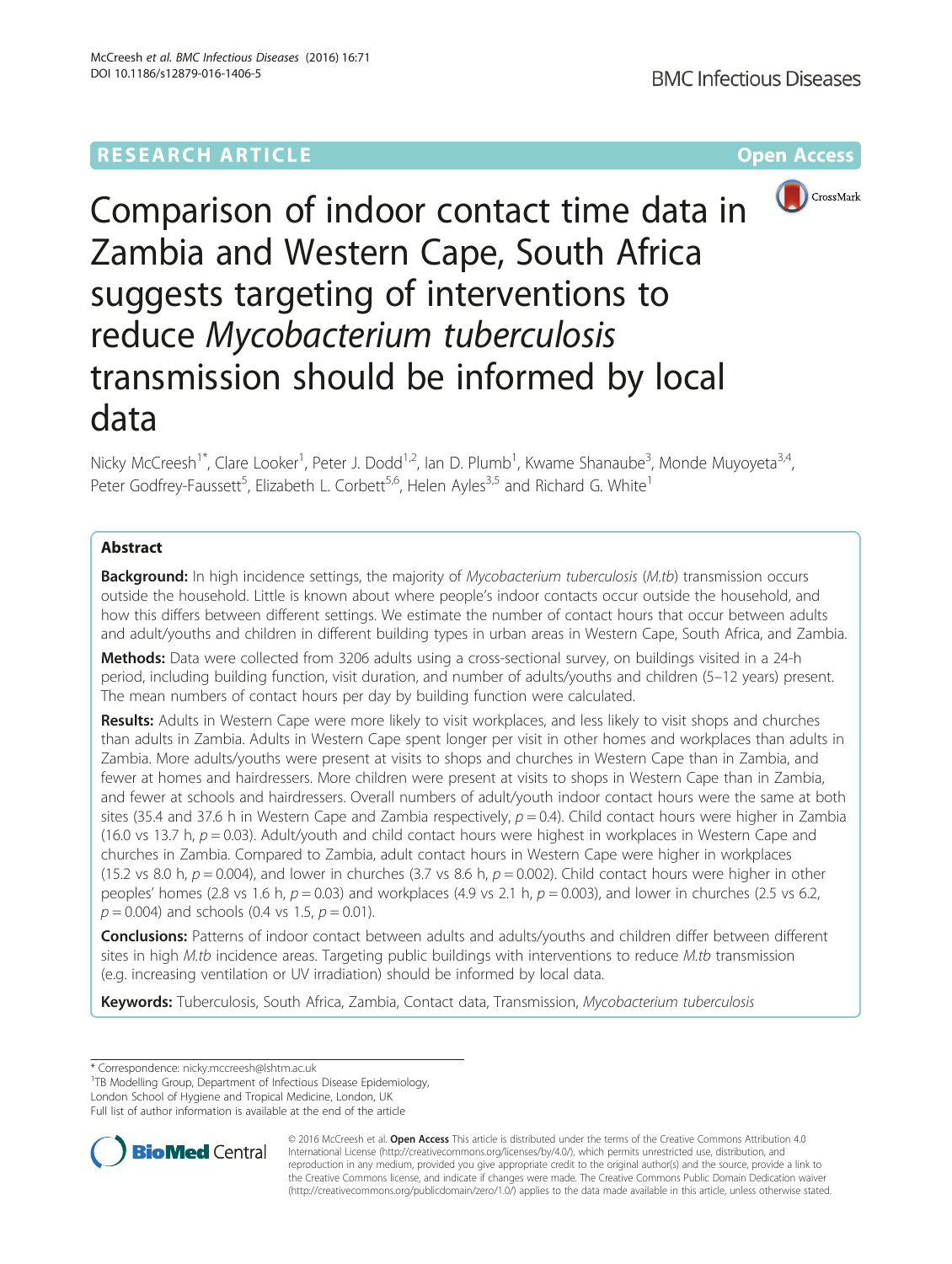RESEARCH ARTICLE Open Access

# Comparison of indoor contact time data in Zambia and Western Cape, South Africa suggests targeting of interventions to reduce *Mycobacterium tuberculosis* transmission should be informed by local data

Nicky McCreesh[1*], Clare Looker[1], Peter J. Dodd[1,2], Ian D. Plumb[1], Kwame Shanaube[3], Monde Muyoyeta[3,4], Peter Godfrey-Faussett[5], Elizabeth L. Corbett[5,6], Helen Ayles[3,5] and Richard G. White[1]

## Abstract

**Background:** In high incidence settings, the majority of *Mycobacterium tuberculosis* (*M.tb*) transmission occurs outside the household. Little is known about where people's indoor contacts occur outside the household, and how this differs between different settings. We estimate the number of contact hours that occur between adults and adult/youths and children in different building types in urban areas in Western Cape, South Africa, and Zambia.

**Methods:** Data were collected from 3206 adults using a cross-sectional survey, on buildings visited in a 24-h period, including building function, visit duration, and number of adults/youths and children (5–12 years) present. The mean numbers of contact hours per day by building function were calculated.

**Results:** Adults in Western Cape were more likely to visit workplaces, and less likely to visit shops and churches than adults in Zambia. Adults in Western Cape spent longer per visit in other homes and workplaces than adults in Zambia. More adults/youths were present at visits to shops and churches in Western Cape than in Zambia, and fewer at homes and hairdressers. More children were present at visits to shops in Western Cape than in Zambia, and fewer at schools and hairdressers. Overall numbers of adult/youth indoor contact hours were the same at both sites (35.4 and 37.6 h in Western Cape and Zambia respectively, $p = 0.4$). Child contact hours were higher in Zambia (16.0 vs 13.7 h, $p = 0.03$). Adult/youth and child contact hours were highest in workplaces in Western Cape and churches in Zambia. Compared to Zambia, adult contact hours in Western Cape were higher in workplaces (15.2 vs 8.0 h, $p = 0.004$), and lower in churches (3.7 vs 8.6 h, $p = 0.002$). Child contact hours were higher in other peoples' homes (2.8 vs 1.6 h, $p = 0.03$) and workplaces (4.9 vs 2.1 h, $p = 0.003$), and lower in churches (2.5 vs 6.2, $p = 0.004$) and schools (0.4 vs 1.5, $p = 0.01$).

**Conclusions:** Patterns of indoor contact between adults and adults/youths and children differ between different sites in high *M.tb* incidence areas. Targeting public buildings with interventions to reduce *M.tb* transmission (e.g. increasing ventilation or UV irradiation) should be informed by local data.

**Keywords:** Tuberculosis, South Africa, Zambia, Contact data, Transmission, *Mycobacterium tuberculosis*

\* Correspondence: nicky.mccreesh@lshtm.ac.uk
[1]TB Modelling Group, Department of Infectious Disease Epidemiology, London School of Hygiene and Tropical Medicine, London, UK
Full list of author information is available at the end of the article

© 2016 McCreesh et al. **Open Access** This article is distributed under the terms of the Creative Commons Attribution 4.0 International License (http://creativecommons.org/licenses/by/4.0/), which permits unrestricted use, distribution, and reproduction in any medium, provided you give appropriate credit to the original author(s) and the source, provide a link to the Creative Commons license, and indicate if changes were made. The Creative Commons Public Domain Dedication waiver (http://creativecommons.org/publicdomain/zero/1.0/) applies to the data made available in this article, unless otherwise stated.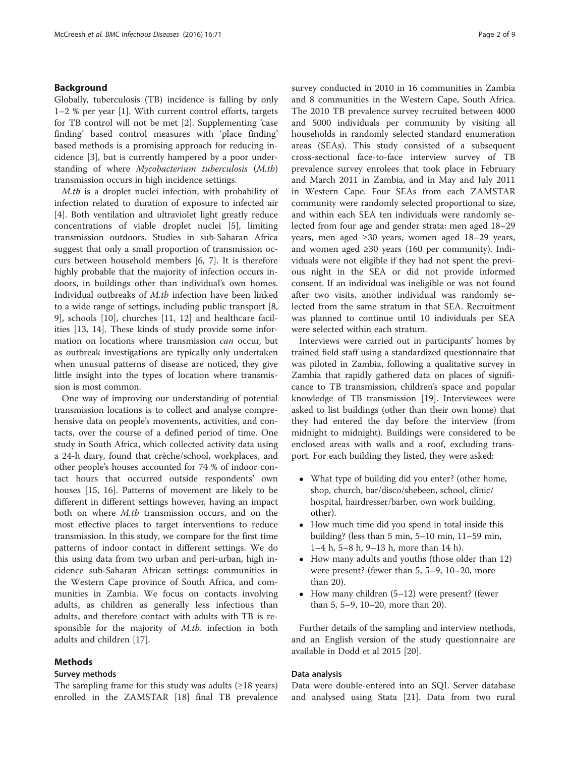## Background

Globally, tuberculosis (TB) incidence is falling by only 1–2 % per year [1]. With current control efforts, targets for TB control will not be met [2]. Supplementing 'case finding' based control measures with 'place finding' based methods is a promising approach for reducing incidence [3], but is currently hampered by a poor understanding of where *Mycobacterium tuberculosis* (*M.tb*) transmission occurs in high incidence settings.

*M.tb* is a droplet nuclei infection, with probability of infection related to duration of exposure to infected air [4]. Both ventilation and ultraviolet light greatly reduce concentrations of viable droplet nuclei [5], limiting transmission outdoors. Studies in sub-Saharan Africa suggest that only a small proportion of transmission occurs between household members [6, 7]. It is therefore highly probable that the majority of infection occurs indoors, in buildings other than individual's own homes. Individual outbreaks of *M.tb* infection have been linked to a wide range of settings, including public transport [8, 9], schools [10], churches [11, 12] and healthcare facilities [13, 14]. These kinds of study provide some information on locations where transmission *can* occur, but as outbreak investigations are typically only undertaken when unusual patterns of disease are noticed, they give little insight into the types of location where transmission is most common.

One way of improving our understanding of potential transmission locations is to collect and analyse comprehensive data on people's movements, activities, and contacts, over the course of a defined period of time. One study in South Africa, which collected activity data using a 24-h diary, found that crèche/school, workplaces, and other people's houses accounted for 74 % of indoor contact hours that occurred outside respondents' own houses [15, 16]. Patterns of movement are likely to be different in different settings however, having an impact both on where *M.tb* transmission occurs, and on the most effective places to target interventions to reduce transmission. In this study, we compare for the first time patterns of indoor contact in different settings. We do this using data from two urban and peri-urban, high incidence sub-Saharan African settings: communities in the Western Cape province of South Africa, and communities in Zambia. We focus on contacts involving adults, as children as generally less infectious than adults, and therefore contact with adults with TB is responsible for the majority of *M.tb.* infection in both adults and children [17].

## Methods

### Survey methods

The sampling frame for this study was adults (≥18 years) enrolled in the ZAMSTAR [18] final TB prevalence survey conducted in 2010 in 16 communities in Zambia and 8 communities in the Western Cape, South Africa. The 2010 TB prevalence survey recruited between 4000 and 5000 individuals per community by visiting all households in randomly selected standard enumeration areas (SEAs). This study consisted of a subsequent cross-sectional face-to-face interview survey of TB prevalence survey enrolees that took place in February and March 2011 in Zambia, and in May and July 2011 in Western Cape. Four SEAs from each ZAMSTAR community were randomly selected proportional to size, and within each SEA ten individuals were randomly selected from four age and gender strata: men aged 18–29 years, men aged ≥30 years, women aged 18–29 years, and women aged ≥30 years (160 per community). Individuals were not eligible if they had not spent the previous night in the SEA or did not provide informed consent. If an individual was ineligible or was not found after two visits, another individual was randomly selected from the same stratum in that SEA. Recruitment was planned to continue until 10 individuals per SEA were selected within each stratum.

Interviews were carried out in participants' homes by trained field staff using a standardized questionnaire that was piloted in Zambia, following a qualitative survey in Zambia that rapidly gathered data on places of significance to TB transmission, children's space and popular knowledge of TB transmission [19]. Interviewees were asked to list buildings (other than their own home) that they had entered the day before the interview (from midnight to midnight). Buildings were considered to be enclosed areas with walls and a roof, excluding transport. For each building they listed, they were asked:

- What type of building did you enter? (other home, shop, church, bar/disco/shebeen, school, clinic/hospital, hairdresser/barber, own work building, other).
- How much time did you spend in total inside this building? (less than 5 min, 5–10 min, 11–59 min, 1–4 h, 5–8 h, 9–13 h, more than 14 h).
- How many adults and youths (those older than 12) were present? (fewer than 5, 5–9, 10–20, more than 20).
- How many children (5–12) were present? (fewer than 5, 5–9, 10–20, more than 20).

Further details of the sampling and interview methods, and an English version of the study questionnaire are available in Dodd et al 2015 [20].

### Data analysis

Data were double-entered into an SQL Server database and analysed using Stata [21]. Data from two rural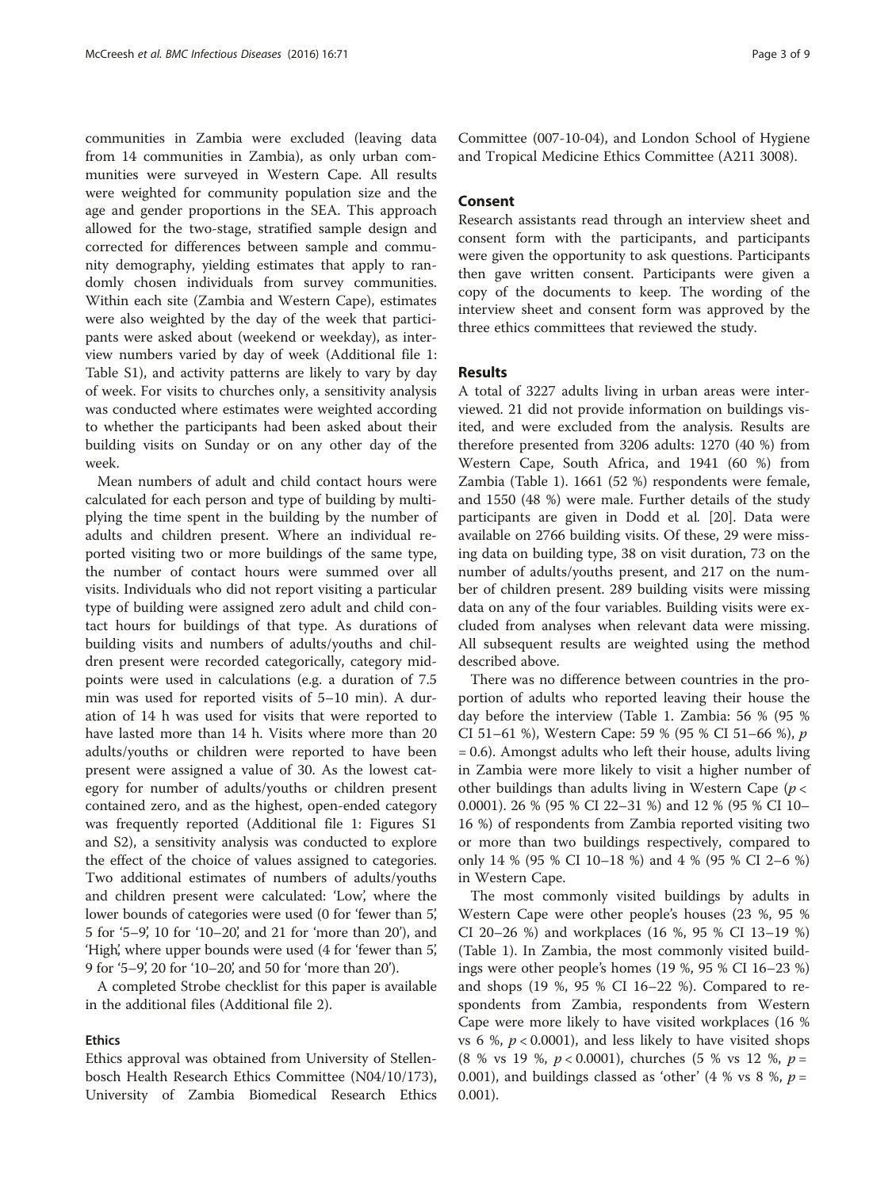communities in Zambia were excluded (leaving data from 14 communities in Zambia), as only urban communities were surveyed in Western Cape. All results were weighted for community population size and the age and gender proportions in the SEA. This approach allowed for the two-stage, stratified sample design and corrected for differences between sample and community demography, yielding estimates that apply to randomly chosen individuals from survey communities. Within each site (Zambia and Western Cape), estimates were also weighted by the day of the week that participants were asked about (weekend or weekday), as interview numbers varied by day of week (Additional file 1: Table S1), and activity patterns are likely to vary by day of week. For visits to churches only, a sensitivity analysis was conducted where estimates were weighted according to whether the participants had been asked about their building visits on Sunday or on any other day of the week.

Mean numbers of adult and child contact hours were calculated for each person and type of building by multiplying the time spent in the building by the number of adults and children present. Where an individual reported visiting two or more buildings of the same type, the number of contact hours were summed over all visits. Individuals who did not report visiting a particular type of building were assigned zero adult and child contact hours for buildings of that type. As durations of building visits and numbers of adults/youths and children present were recorded categorically, category midpoints were used in calculations (e.g. a duration of 7.5 min was used for reported visits of 5–10 min). A duration of 14 h was used for visits that were reported to have lasted more than 14 h. Visits where more than 20 adults/youths or children were reported to have been present were assigned a value of 30. As the lowest category for number of adults/youths or children present contained zero, and as the highest, open-ended category was frequently reported (Additional file 1: Figures S1 and S2), a sensitivity analysis was conducted to explore the effect of the choice of values assigned to categories. Two additional estimates of numbers of adults/youths and children present were calculated: 'Low', where the lower bounds of categories were used (0 for 'fewer than 5', 5 for '5–9', 10 for '10–20', and 21 for 'more than 20'), and 'High', where upper bounds were used (4 for 'fewer than 5', 9 for '5–9', 20 for '10–20', and 50 for 'more than 20').

A completed Strobe checklist for this paper is available in the additional files (Additional file 2).

### Ethics

Ethics approval was obtained from University of Stellenbosch Health Research Ethics Committee (N04/10/173), University of Zambia Biomedical Research Ethics Committee (007-10-04), and London School of Hygiene and Tropical Medicine Ethics Committee (A211 3008).

## Consent

Research assistants read through an interview sheet and consent form with the participants, and participants were given the opportunity to ask questions. Participants then gave written consent. Participants were given a copy of the documents to keep. The wording of the interview sheet and consent form was approved by the three ethics committees that reviewed the study.

## Results

A total of 3227 adults living in urban areas were interviewed. 21 did not provide information on buildings visited, and were excluded from the analysis. Results are therefore presented from 3206 adults: 1270 (40 %) from Western Cape, South Africa, and 1941 (60 %) from Zambia (Table 1). 1661 (52 %) respondents were female, and 1550 (48 %) were male. Further details of the study participants are given in Dodd et al. [20]. Data were available on 2766 building visits. Of these, 29 were missing data on building type, 38 on visit duration, 73 on the number of adults/youths present, and 217 on the number of children present. 289 building visits were missing data on any of the four variables. Building visits were excluded from analyses when relevant data were missing. All subsequent results are weighted using the method described above.

There was no difference between countries in the proportion of adults who reported leaving their house the day before the interview (Table 1. Zambia: 56 % (95 % CI 51–61 %), Western Cape: 59 % (95 % CI 51–66 %), $p = 0.6$). Amongst adults who left their house, adults living in Zambia were more likely to visit a higher number of other buildings than adults living in Western Cape ($p < 0.0001$). 26 % (95 % CI 22–31 %) and 12 % (95 % CI 10–16 %) of respondents from Zambia reported visiting two or more than two buildings respectively, compared to only 14 % (95 % CI 10–18 %) and 4 % (95 % CI 2–6 %) in Western Cape.

The most commonly visited buildings by adults in Western Cape were other people's houses (23 %, 95 % CI 20–26 %) and workplaces (16 %, 95 % CI 13–19 %) (Table 1). In Zambia, the most commonly visited buildings were other people's homes (19 %, 95 % CI 16–23 %) and shops (19 %, 95 % CI 16–22 %). Compared to respondents from Zambia, respondents from Western Cape were more likely to have visited workplaces (16 % vs 6 %, $p < 0.0001$), and less likely to have visited shops (8 % vs 19 %, $p < 0.0001$), churches (5 % vs 12 %, $p = 0.001$), and buildings classed as 'other' (4 % vs 8 %, $p = 0.001$).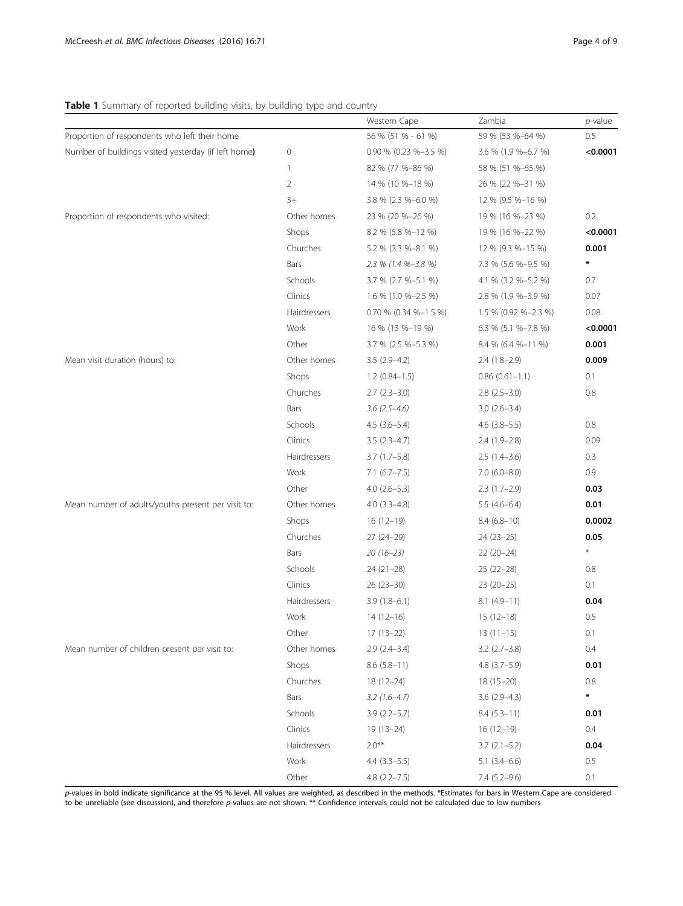**Table 1** Summary of reported building visits, by building type and country

| | | Western Cape | Zambia | *p*-value |
|---|---|---|---|---|
| Proportion of respondents who left their home | | 56 % (51 % - 61 %) | 59 % (53 %–64 %) | 0.5 |
| Number of buildings visited yesterday (if left home**)** | 0 | 0.90 % (0.23 %–3.5 %) | 3.6 % (1.9 %–6.7 %) | **<0.0001** |
| | 1 | 82 % (77 %–86 %) | 58 % (51 %–65 %) | |
| | 2 | 14 % (10 %–18 %) | 26 % (22 %–31 %) | |
| | 3+ | 3.8 % (2.3 %–6.0 %) | 12 % (9.5 %–16 %) | |
| Proportion of respondents who visited: | Other homes | 23 % (20 %–26 %) | 19 % (16 %–23 %) | 0.2 |
| | Shops | 8.2 % (5.8 %–12 %) | 19 % (16 %–22 %) | **<0.0001** |
| | Churches | 5.2 % (3.3 %–8.1 %) | 12 % (9.3 %–15 %) | **0.001** |
| | Bars | *2.3 % (1.4 %–3.8 %)* | 7.3 % (5.6 %–9.5 %) | * |
| | Schools | 3.7 % (2.7 %–5.1 %) | 4.1 % (3.2 %–5.2 %) | 0.7 |
| | Clinics | 1.6 % (1.0 %–2.5 %) | 2.8 % (1.9 %–3.9 %) | 0.07 |
| | Hairdressers | 0.70 % (0.34 %–1.5 %) | 1.5 % (0.92 %–2.3 %) | 0.08 |
| | Work | 16 % (13 %–19 %) | 6.3 % (5.1 %–7.8 %) | **<0.0001** |
| | Other | 3.7 % (2.5 %–5.3 %) | 8.4 % (6.4 %–11 %) | **0.001** |
| Mean visit duration (hours) to: | Other homes | 3.5 (2.9–4.2) | 2.4 (1.8–2.9) | **0.009** |
| | Shops | 1.2 (0.84–1.5) | 0.86 (0.61–1.1) | 0.1 |
| | Churches | 2.7 (2.3–3.0) | 2.8 (2.5–3.0) | 0.8 |
| | Bars | *3.6 (2.5–4.6)* | 3.0 (2.6–3.4) | |
| | Schools | 4.5 (3.6–5.4) | 4.6 (3.8–5.5) | 0.8 |
| | Clinics | 3.5 (2.3–4.7) | 2.4 (1.9–2.8) | 0.09 |
| | Hairdressers | 3.7 (1.7–5.8) | 2.5 (1.4–3.6) | 0.3 |
| | Work | 7.1 (6.7–7.5) | 7.0 (6.0–8.0) | 0.9 |
| | Other | 4.0 (2.6–5.3) | 2.3 (1.7–2.9) | **0.03** |
| Mean number of adults/youths present per visit to: | Other homes | 4.0 (3.3–4.8) | 5.5 (4.6–6.4) | **0.01** |
| | Shops | 16 (12–19) | 8.4 (6.8–10) | **0.0002** |
| | Churches | 27 (24–29) | 24 (23–25) | **0.05** |
| | Bars | *20 (16–23)* | 22 (20–24) | * |
| | Schools | 24 (21–28) | 25 (22–28) | 0.8 |
| | Clinics | 26 (23–30) | 23 (20–25) | 0.1 |
| | Hairdressers | 3.9 (1.8–6.1) | 8.1 (4.9–11) | **0.04** |
| | Work | 14 (12–16) | 15 (12–18) | 0.5 |
| | Other | 17 (13–22) | 13 (11–15) | 0.1 |
| Mean number of children present per visit to: | Other homes | 2.9 (2.4–3.4) | 3.2 (2.7–3.8) | 0.4 |
| | Shops | 8.6 (5.8–11) | 4.8 (3.7–5.9) | **0.01** |
| | Churches | 18 (12–24) | 18 (15–20) | 0.8 |
| | Bars | *3.2 (1.6–4.7)* | 3.6 (2.9–4.3) | * |
| | Schools | 3.9 (2.2–5.7) | 8.4 (5.3–11) | **0.01** |
| | Clinics | 19 (13–24) | 16 (12–19) | 0.4 |
| | Hairdressers | 2.0** | 3.7 (2.1–5.2) | **0.04** |
| | Work | 4.4 (3.3–5.5) | 5.1 (3.4–6.6) | 0.5 |
| | Other | 4.8 (2.2–7.5) | 7.4 (5.2–9.6) | 0.1 |

*p*-values in bold indicate significance at the 95 % level. All values are weighted, as described in the methods. *Estimates for bars in Western Cape are considered to be unreliable (see discussion), and therefore *p*-values are not shown. ** Confidence intervals could not be calculated due to low numbers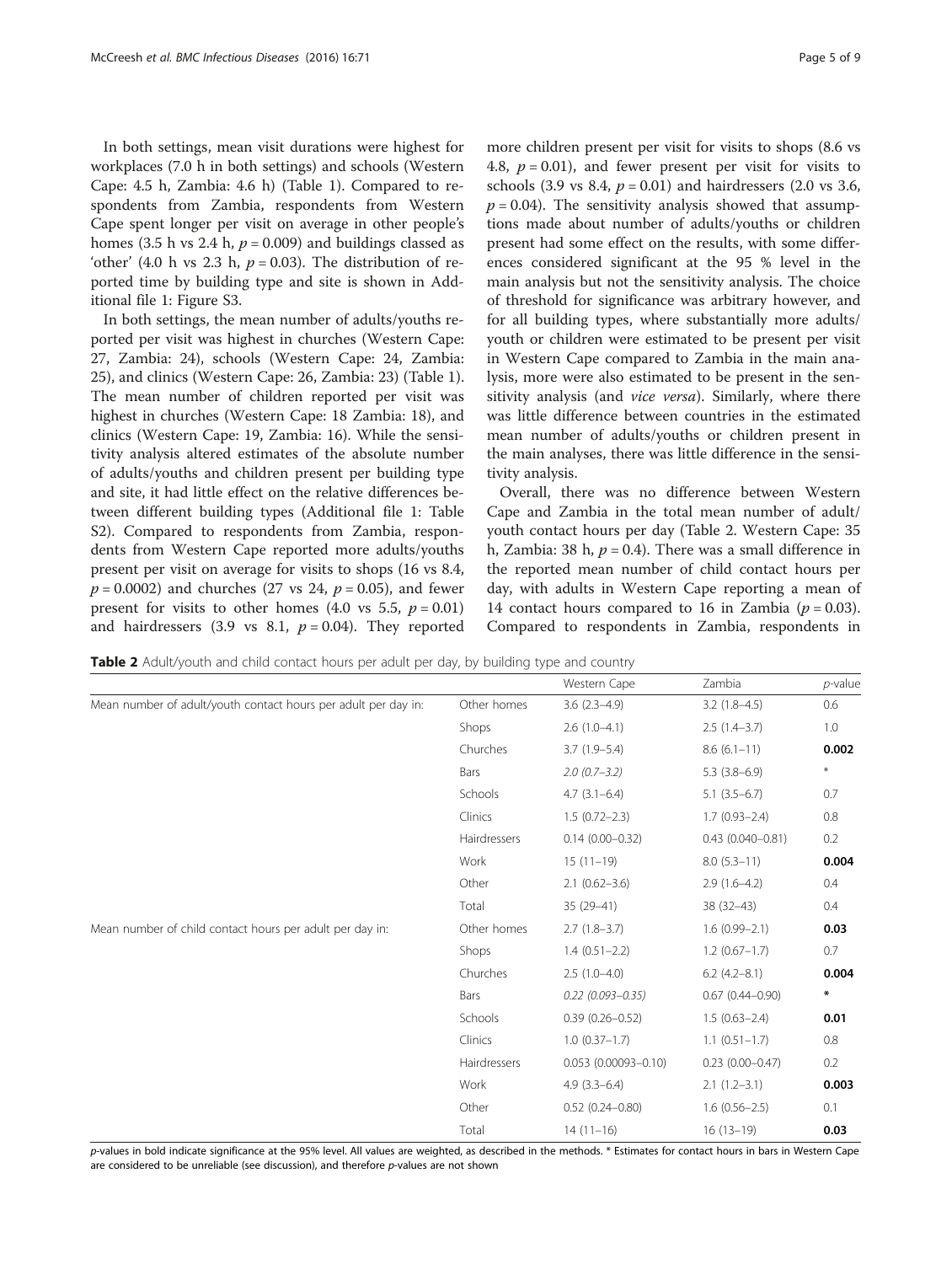In both settings, mean visit durations were highest for workplaces (7.0 h in both settings) and schools (Western Cape: 4.5 h, Zambia: 4.6 h) (Table 1). Compared to respondents from Zambia, respondents from Western Cape spent longer per visit on average in other people's homes (3.5 h vs 2.4 h, $p = 0.009$) and buildings classed as 'other' (4.0 h vs 2.3 h, $p = 0.03$). The distribution of reported time by building type and site is shown in Additional file 1: Figure S3.

In both settings, the mean number of adults/youths reported per visit was highest in churches (Western Cape: 27, Zambia: 24), schools (Western Cape: 24, Zambia: 25), and clinics (Western Cape: 26, Zambia: 23) (Table 1). The mean number of children reported per visit was highest in churches (Western Cape: 18 Zambia: 18), and clinics (Western Cape: 19, Zambia: 16). While the sensitivity analysis altered estimates of the absolute number of adults/youths and children present per building type and site, it had little effect on the relative differences between different building types (Additional file 1: Table S2). Compared to respondents from Zambia, respondents from Western Cape reported more adults/youths present per visit on average for visits to shops (16 vs 8.4, $p = 0.0002$) and churches (27 vs 24, $p = 0.05$), and fewer present for visits to other homes (4.0 vs 5.5, $p = 0.01$) and hairdressers (3.9 vs 8.1, $p = 0.04$). They reported more children present per visit for visits to shops (8.6 vs 4.8, $p = 0.01$), and fewer present per visit for visits to schools (3.9 vs 8.4, $p = 0.01$) and hairdressers (2.0 vs 3.6, $p = 0.04$). The sensitivity analysis showed that assumptions made about number of adults/youths or children present had some effect on the results, with some differences considered significant at the 95 % level in the main analysis but not the sensitivity analysis. The choice of threshold for significance was arbitrary however, and for all building types, where substantially more adults/youth or children were estimated to be present per visit in Western Cape compared to Zambia in the main analysis, more were also estimated to be present in the sensitivity analysis (and *vice versa*). Similarly, where there was little difference between countries in the estimated mean number of adults/youths or children present in the main analyses, there was little difference in the sensitivity analysis.

Overall, there was no difference between Western Cape and Zambia in the total mean number of adult/youth contact hours per day (Table 2. Western Cape: 35 h, Zambia: 38 h, $p = 0.4$). There was a small difference in the reported mean number of child contact hours per day, with adults in Western Cape reporting a mean of 14 contact hours compared to 16 in Zambia ($p = 0.03$). Compared to respondents in Zambia, respondents in

**Table 2** Adult/youth and child contact hours per adult per day, by building type and country

| | | Western Cape | Zambia | *p*-value |
|---|---|---|---|---|
| Mean number of adult/youth contact hours per adult per day in: | Other homes | 3.6 (2.3–4.9) | 3.2 (1.8–4.5) | 0.6 |
| | Shops | 2.6 (1.0–4.1) | 2.5 (1.4–3.7) | 1.0 |
| | Churches | 3.7 (1.9–5.4) | 8.6 (6.1–11) | **0.002** |
| | Bars | *2.0 (0.7–3.2)* | 5.3 (3.8–6.9) | * |
| | Schools | 4.7 (3.1–6.4) | 5.1 (3.5–6.7) | 0.7 |
| | Clinics | 1.5 (0.72–2.3) | 1.7 (0.93–2.4) | 0.8 |
| | Hairdressers | 0.14 (0.00–0.32) | 0.43 (0.040–0.81) | 0.2 |
| | Work | 15 (11–19) | 8.0 (5.3–11) | **0.004** |
| | Other | 2.1 (0.62–3.6) | 2.9 (1.6–4.2) | 0.4 |
| | Total | 35 (29–41) | 38 (32–43) | 0.4 |
| Mean number of child contact hours per adult per day in: | Other homes | 2.7 (1.8–3.7) | 1.6 (0.99–2.1) | **0.03** |
| | Shops | 1.4 (0.51–2.2) | 1.2 (0.67–1.7) | 0.7 |
| | Churches | 2.5 (1.0–4.0) | 6.2 (4.2–8.1) | **0.004** |
| | Bars | *0.22 (0.093–0.35)* | 0.67 (0.44–0.90) | * |
| | Schools | 0.39 (0.26–0.52) | 1.5 (0.63–2.4) | **0.01** |
| | Clinics | 1.0 (0.37–1.7) | 1.1 (0.51–1.7) | 0.8 |
| | Hairdressers | 0.053 (0.00093–0.10) | 0.23 (0.00–0.47) | 0.2 |
| | Work | 4.9 (3.3–6.4) | 2.1 (1.2–3.1) | **0.003** |
| | Other | 0.52 (0.24–0.80) | 1.6 (0.56–2.5) | 0.1 |
| | Total | 14 (11–16) | 16 (13–19) | **0.03** |

*p*-values in bold indicate significance at the 95% level. All values are weighted, as described in the methods. * Estimates for contact hours in bars in Western Cape are considered to be unreliable (see discussion), and therefore *p*-values are not shown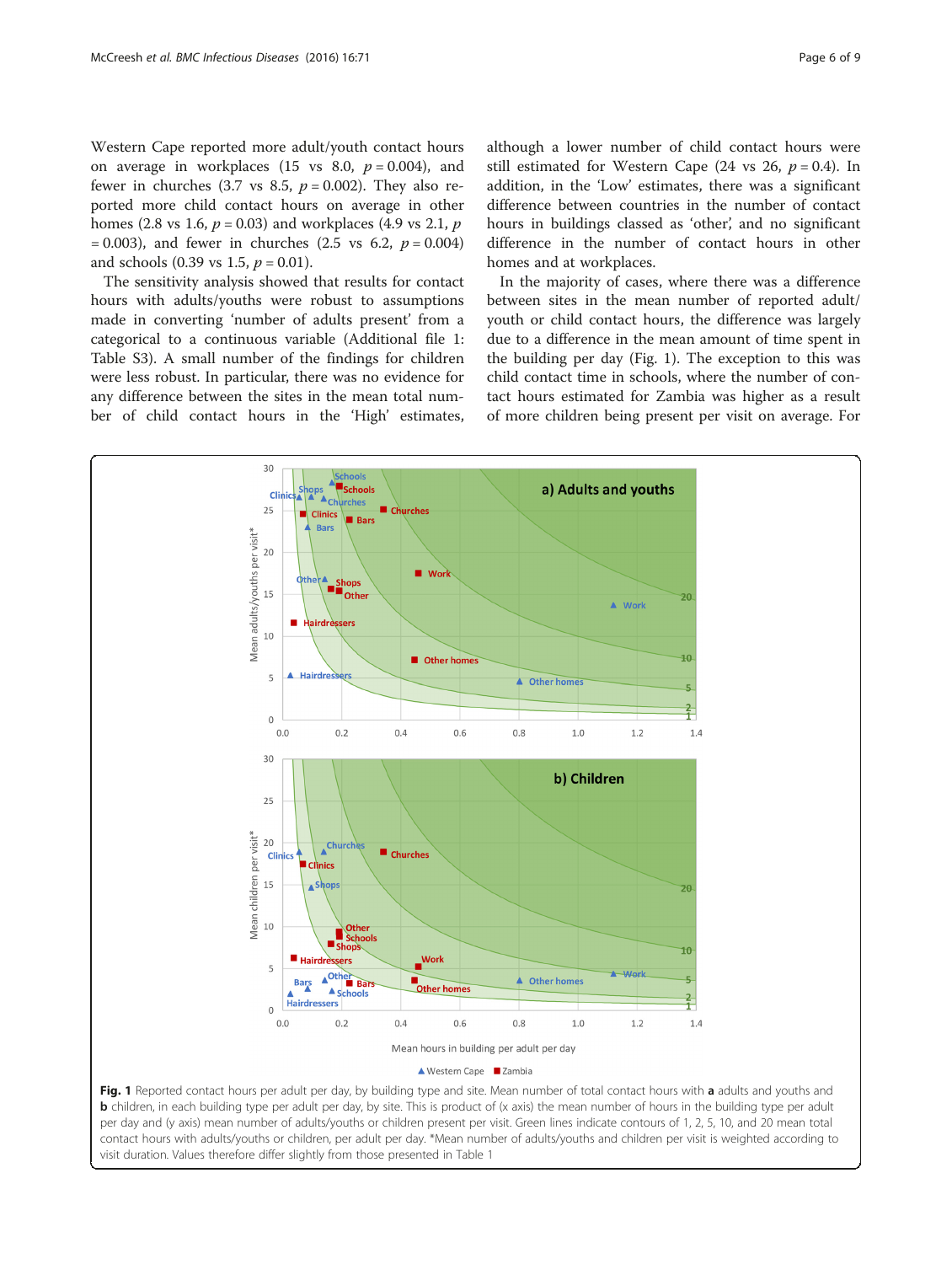Western Cape reported more adult/youth contact hours on average in workplaces (15 vs 8.0, $p = 0.004$), and fewer in churches (3.7 vs 8.5, $p = 0.002$). They also reported more child contact hours on average in other homes (2.8 vs 1.6, $p = 0.03$) and workplaces (4.9 vs 2.1, $p = 0.003$), and fewer in churches (2.5 vs 6.2, $p = 0.004$) and schools (0.39 vs 1.5, $p = 0.01$).

The sensitivity analysis showed that results for contact hours with adults/youths were robust to assumptions made in converting 'number of adults present' from a categorical to a continuous variable (Additional file 1: Table S3). A small number of the findings for children were less robust. In particular, there was no evidence for any difference between the sites in the mean total number of child contact hours in the 'High' estimates, although a lower number of child contact hours were still estimated for Western Cape (24 vs 26, $p = 0.4$). In addition, in the 'Low' estimates, there was a significant difference between countries in the number of contact hours in buildings classed as 'other', and no significant difference in the number of contact hours in other homes and at workplaces.

In the majority of cases, where there was a difference between sites in the mean number of reported adult/youth or child contact hours, the difference was largely due to a difference in the mean amount of time spent in the building per day (Fig. 1). The exception to this was child contact time in schools, where the number of contact hours estimated for Zambia was higher as a result of more children being present per visit on average. For

**Fig. 1** Reported contact hours per adult per day, by building type and site. Mean number of total contact hours with **a** adults and youths and **b** children, in each building type per adult per day, by site. This is product of (x axis) the mean number of hours in the building type per adult per day and (y axis) mean number of adults/youths or children present per visit. Green lines indicate contours of 1, 2, 5, 10, and 20 mean total contact hours with adults/youths or children, per adult per day. *Mean number of adults/youths and children per visit is weighted according to visit duration. Values therefore differ slightly from those presented in Table 1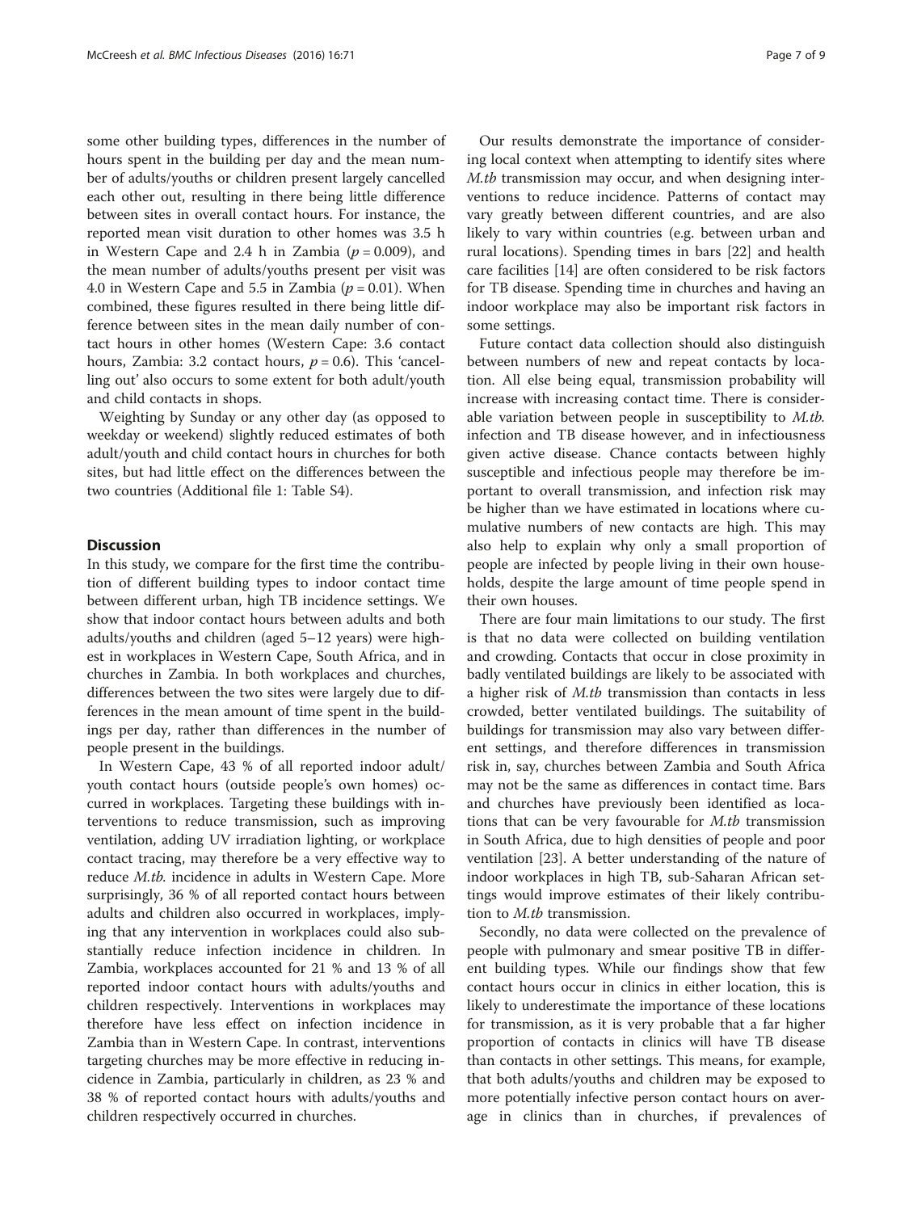some other building types, differences in the number of hours spent in the building per day and the mean number of adults/youths or children present largely cancelled each other out, resulting in there being little difference between sites in overall contact hours. For instance, the reported mean visit duration to other homes was 3.5 h in Western Cape and 2.4 h in Zambia ($p = 0.009$), and the mean number of adults/youths present per visit was 4.0 in Western Cape and 5.5 in Zambia ($p = 0.01$). When combined, these figures resulted in there being little difference between sites in the mean daily number of contact hours in other homes (Western Cape: 3.6 contact hours, Zambia: 3.2 contact hours, $p = 0.6$). This 'cancelling out' also occurs to some extent for both adult/youth and child contacts in shops.

Weighting by Sunday or any other day (as opposed to weekday or weekend) slightly reduced estimates of both adult/youth and child contact hours in churches for both sites, but had little effect on the differences between the two countries (Additional file 1: Table S4).

## Discussion

In this study, we compare for the first time the contribution of different building types to indoor contact time between different urban, high TB incidence settings. We show that indoor contact hours between adults and both adults/youths and children (aged 5–12 years) were highest in workplaces in Western Cape, South Africa, and in churches in Zambia. In both workplaces and churches, differences between the two sites were largely due to differences in the mean amount of time spent in the buildings per day, rather than differences in the number of people present in the buildings.

In Western Cape, 43 % of all reported indoor adult/youth contact hours (outside people's own homes) occurred in workplaces. Targeting these buildings with interventions to reduce transmission, such as improving ventilation, adding UV irradiation lighting, or workplace contact tracing, may therefore be a very effective way to reduce *M.tb.* incidence in adults in Western Cape. More surprisingly, 36 % of all reported contact hours between adults and children also occurred in workplaces, implying that any intervention in workplaces could also substantially reduce infection incidence in children. In Zambia, workplaces accounted for 21 % and 13 % of all reported indoor contact hours with adults/youths and children respectively. Interventions in workplaces may therefore have less effect on infection incidence in Zambia than in Western Cape. In contrast, interventions targeting churches may be more effective in reducing incidence in Zambia, particularly in children, as 23 % and 38 % of reported contact hours with adults/youths and children respectively occurred in churches.

Our results demonstrate the importance of considering local context when attempting to identify sites where *M.tb* transmission may occur, and when designing interventions to reduce incidence. Patterns of contact may vary greatly between different countries, and are also likely to vary within countries (e.g. between urban and rural locations). Spending times in bars [22] and health care facilities [14] are often considered to be risk factors for TB disease. Spending time in churches and having an indoor workplace may also be important risk factors in some settings.

Future contact data collection should also distinguish between numbers of new and repeat contacts by location. All else being equal, transmission probability will increase with increasing contact time. There is considerable variation between people in susceptibility to *M.tb.* infection and TB disease however, and in infectiousness given active disease. Chance contacts between highly susceptible and infectious people may therefore be important to overall transmission, and infection risk may be higher than we have estimated in locations where cumulative numbers of new contacts are high. This may also help to explain why only a small proportion of people are infected by people living in their own households, despite the large amount of time people spend in their own houses.

There are four main limitations to our study. The first is that no data were collected on building ventilation and crowding. Contacts that occur in close proximity in badly ventilated buildings are likely to be associated with a higher risk of *M.tb* transmission than contacts in less crowded, better ventilated buildings. The suitability of buildings for transmission may also vary between different settings, and therefore differences in transmission risk in, say, churches between Zambia and South Africa may not be the same as differences in contact time. Bars and churches have previously been identified as locations that can be very favourable for *M.tb* transmission in South Africa, due to high densities of people and poor ventilation [23]. A better understanding of the nature of indoor workplaces in high TB, sub-Saharan African settings would improve estimates of their likely contribution to *M.tb* transmission.

Secondly, no data were collected on the prevalence of people with pulmonary and smear positive TB in different building types. While our findings show that few contact hours occur in clinics in either location, this is likely to underestimate the importance of these locations for transmission, as it is very probable that a far higher proportion of contacts in clinics will have TB disease than contacts in other settings. This means, for example, that both adults/youths and children may be exposed to more potentially infective person contact hours on average in clinics than in churches, if prevalences of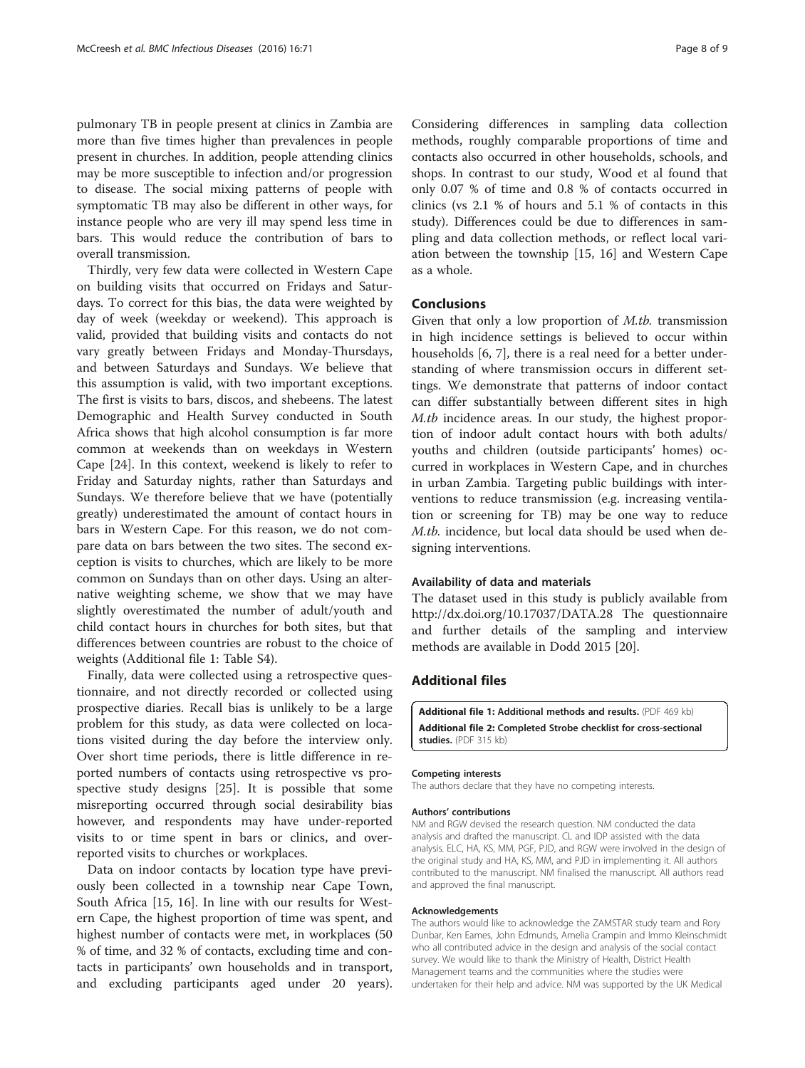pulmonary TB in people present at clinics in Zambia are more than five times higher than prevalences in people present in churches. In addition, people attending clinics may be more susceptible to infection and/or progression to disease. The social mixing patterns of people with symptomatic TB may also be different in other ways, for instance people who are very ill may spend less time in bars. This would reduce the contribution of bars to overall transmission.

Thirdly, very few data were collected in Western Cape on building visits that occurred on Fridays and Saturdays. To correct for this bias, the data were weighted by day of week (weekday or weekend). This approach is valid, provided that building visits and contacts do not vary greatly between Fridays and Monday-Thursdays, and between Saturdays and Sundays. We believe that this assumption is valid, with two important exceptions. The first is visits to bars, discos, and shebeens. The latest Demographic and Health Survey conducted in South Africa shows that high alcohol consumption is far more common at weekends than on weekdays in Western Cape [24]. In this context, weekend is likely to refer to Friday and Saturday nights, rather than Saturdays and Sundays. We therefore believe that we have (potentially greatly) underestimated the amount of contact hours in bars in Western Cape. For this reason, we do not compare data on bars between the two sites. The second exception is visits to churches, which are likely to be more common on Sundays than on other days. Using an alternative weighting scheme, we show that we may have slightly overestimated the number of adult/youth and child contact hours in churches for both sites, but that differences between countries are robust to the choice of weights (Additional file 1: Table S4).

Finally, data were collected using a retrospective questionnaire, and not directly recorded or collected using prospective diaries. Recall bias is unlikely to be a large problem for this study, as data were collected on locations visited during the day before the interview only. Over short time periods, there is little difference in reported numbers of contacts using retrospective vs prospective study designs [25]. It is possible that some misreporting occurred through social desirability bias however, and respondents may have under-reported visits to or time spent in bars or clinics, and over-reported visits to churches or workplaces.

Data on indoor contacts by location type have previously been collected in a township near Cape Town, South Africa [15, 16]. In line with our results for Western Cape, the highest proportion of time was spent, and highest number of contacts were met, in workplaces (50 % of time, and 32 % of contacts, excluding time and contacts in participants' own households and in transport, and excluding participants aged under 20 years). Considering differences in sampling data collection methods, roughly comparable proportions of time and contacts also occurred in other households, schools, and shops. In contrast to our study, Wood et al found that only 0.07 % of time and 0.8 % of contacts occurred in clinics (vs 2.1 % of hours and 5.1 % of contacts in this study). Differences could be due to differences in sampling and data collection methods, or reflect local variation between the township [15, 16] and Western Cape as a whole.

## Conclusions

Given that only a low proportion of *M.tb.* transmission in high incidence settings is believed to occur within households [6, 7], there is a real need for a better understanding of where transmission occurs in different settings. We demonstrate that patterns of indoor contact can differ substantially between different sites in high *M.tb* incidence areas. In our study, the highest proportion of indoor adult contact hours with both adults/youths and children (outside participants' homes) occurred in workplaces in Western Cape, and in churches in urban Zambia. Targeting public buildings with interventions to reduce transmission (e.g. increasing ventilation or screening for TB) may be one way to reduce *M.tb.* incidence, but local data should be used when designing interventions.

### Availability of data and materials

The dataset used in this study is publicly available from http://dx.doi.org/10.17037/DATA.28 The questionnaire and further details of the sampling and interview methods are available in Dodd 2015 [20].

## Additional files

**Additional file 1: Additional methods and results.** (PDF 469 kb)

**Additional file 2: Completed Strobe checklist for cross-sectional studies.** (PDF 315 kb)

#### Competing interests

The authors declare that they have no competing interests.

#### Authors' contributions

NM and RGW devised the research question. NM conducted the data analysis and drafted the manuscript. CL and IDP assisted with the data analysis. ELC, HA, KS, MM, PGF, PJD, and RGW were involved in the design of the original study and HA, KS, MM, and PJD in implementing it. All authors contributed to the manuscript. NM finalised the manuscript. All authors read and approved the final manuscript.

#### Acknowledgements

The authors would like to acknowledge the ZAMSTAR study team and Rory Dunbar, Ken Eames, John Edmunds, Amelia Crampin and Immo Kleinschmidt who all contributed advice in the design and analysis of the social contact survey. We would like to thank the Ministry of Health, District Health Management teams and the communities where the studies were undertaken for their help and advice. NM was supported by the UK Medical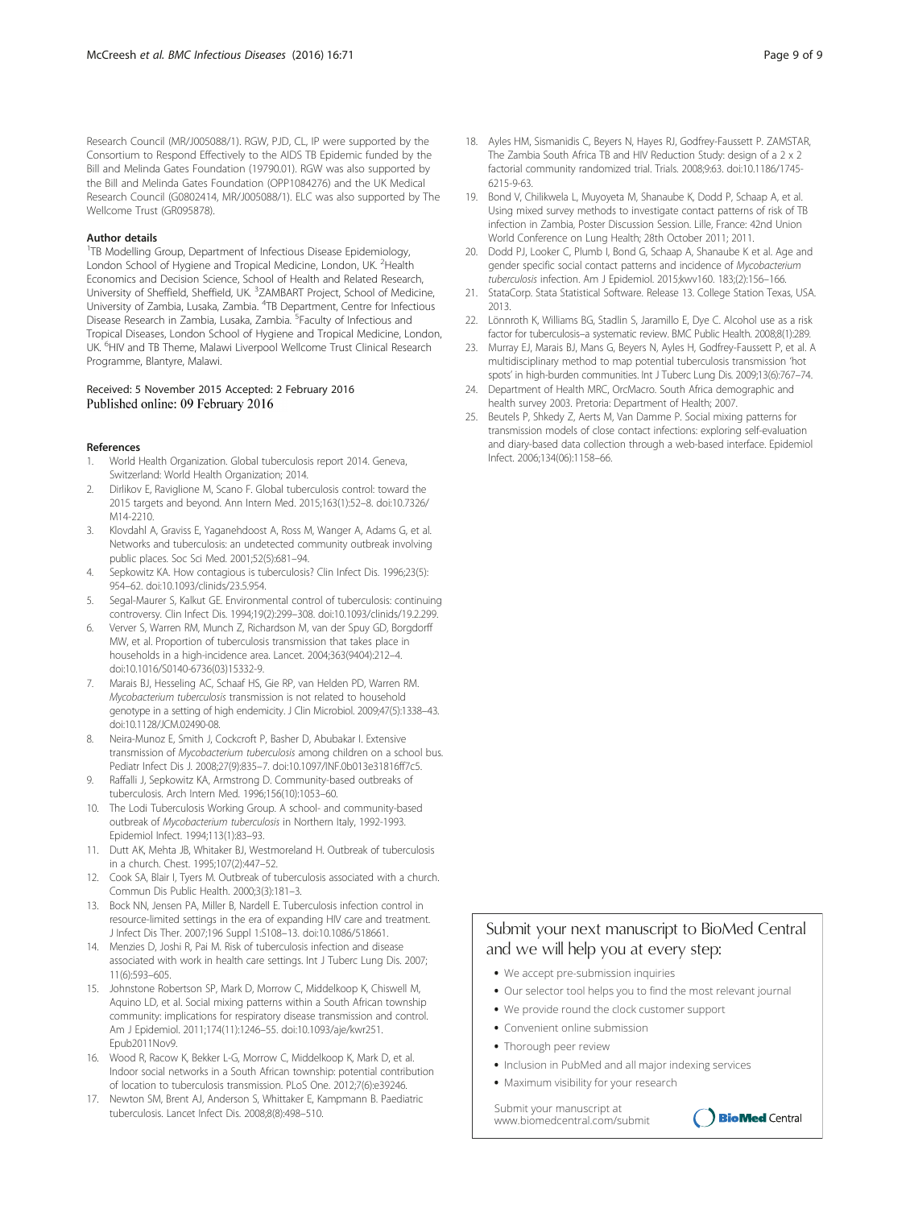Research Council (MR/J005088/1). RGW, PJD, CL, IP were supported by the Consortium to Respond Effectively to the AIDS TB Epidemic funded by the Bill and Melinda Gates Foundation (19790.01). RGW was also supported by the Bill and Melinda Gates Foundation (OPP1084276) and the UK Medical Research Council (G0802414, MR/J005088/1). ELC was also supported by The Wellcome Trust (GR095878).

#### Author details

[1]TB Modelling Group, Department of Infectious Disease Epidemiology, London School of Hygiene and Tropical Medicine, London, UK. [2]Health Economics and Decision Science, School of Health and Related Research, University of Sheffield, Sheffield, UK. [3]ZAMBART Project, School of Medicine, University of Zambia, Lusaka, Zambia. [4]TB Department, Centre for Infectious Disease Research in Zambia, Lusaka, Zambia. [5]Faculty of Infectious and Tropical Diseases, London School of Hygiene and Tropical Medicine, London, UK. [6]HIV and TB Theme, Malawi Liverpool Wellcome Trust Clinical Research Programme, Blantyre, Malawi.

Received: 5 November 2015 Accepted: 2 February 2016
Published online: 09 February 2016

#### References

1. World Health Organization. Global tuberculosis report 2014. Geneva, Switzerland: World Health Organization; 2014.
2. Dirlikov E, Raviglione M, Scano F. Global tuberculosis control: toward the 2015 targets and beyond. Ann Intern Med. 2015;163(1):52–8. doi:10.7326/M14-2210.
3. Klovdahl A, Graviss E, Yaganehdoost A, Ross M, Wanger A, Adams G, et al. Networks and tuberculosis: an undetected community outbreak involving public places. Soc Sci Med. 2001;52(5):681–94.
4. Sepkowitz KA. How contagious is tuberculosis? Clin Infect Dis. 1996;23(5):954–62. doi:10.1093/clinids/23.5.954.
5. Segal-Maurer S, Kalkut GE. Environmental control of tuberculosis: continuing controversy. Clin Infect Dis. 1994;19(2):299–308. doi:10.1093/clinids/19.2.299.
6. Verver S, Warren RM, Munch Z, Richardson M, van der Spuy GD, Borgdorff MW, et al. Proportion of tuberculosis transmission that takes place in households in a high-incidence area. Lancet. 2004;363(9404):212–4. doi:10.1016/S0140-6736(03)15332-9.
7. Marais BJ, Hesseling AC, Schaaf HS, Gie RP, van Helden PD, Warren RM. *Mycobacterium tuberculosis* transmission is not related to household genotype in a setting of high endemicity. J Clin Microbiol. 2009;47(5):1338–43. doi:10.1128/JCM.02490-08.
8. Neira-Munoz E, Smith J, Cockcroft P, Basher D, Abubakar I. Extensive transmission of *Mycobacterium tuberculosis* among children on a school bus. Pediatr Infect Dis J. 2008;27(9):835–7. doi:10.1097/INF.0b013e31816ff7c5.
9. Raffalli J, Sepkowitz KA, Armstrong D. Community-based outbreaks of tuberculosis. Arch Intern Med. 1996;156(10):1053–60.
10. The Lodi Tuberculosis Working Group. A school- and community-based outbreak of *Mycobacterium tuberculosis* in Northern Italy, 1992-1993. Epidemiol Infect. 1994;113(1):83–93.
11. Dutt AK, Mehta JB, Whitaker BJ, Westmoreland H. Outbreak of tuberculosis in a church. Chest. 1995;107(2):447–52.
12. Cook SA, Blair I, Tyers M. Outbreak of tuberculosis associated with a church. Commun Dis Public Health. 2000;3(3):181–3.
13. Bock NN, Jensen PA, Miller B, Nardell E. Tuberculosis infection control in resource-limited settings in the era of expanding HIV care and treatment. J Infect Dis Ther. 2007;196 Suppl 1:S108–13. doi:10.1086/518661.
14. Menzies D, Joshi R, Pai M. Risk of tuberculosis infection and disease associated with work in health care settings. Int J Tuberc Lung Dis. 2007;11(6):593–605.
15. Johnstone Robertson SP, Mark D, Morrow C, Middelkoop K, Chiswell M, Aquino LD, et al. Social mixing patterns within a South African township community: implications for respiratory disease transmission and control. Am J Epidemiol. 2011;174(11):1246–55. doi:10.1093/aje/kwr251. Epub2011Nov9.
16. Wood R, Racow K, Bekker L-G, Morrow C, Middelkoop K, Mark D, et al. Indoor social networks in a South African township: potential contribution of location to tuberculosis transmission. PLoS One. 2012;7(6):e39246.
17. Newton SM, Brent AJ, Anderson S, Whittaker E, Kampmann B. Paediatric tuberculosis. Lancet Infect Dis. 2008;8(8):498–510.
18. Ayles HM, Sismanidis C, Beyers N, Hayes RJ, Godfrey-Faussett P. ZAMSTAR, The Zambia South Africa TB and HIV Reduction Study: design of a 2 x 2 factorial community randomized trial. Trials. 2008;9:63. doi:10.1186/1745-6215-9-63.
19. Bond V, Chilikwela L, Muyoyeta M, Shanaube K, Dodd P, Schaap A, et al. Using mixed survey methods to investigate contact patterns of risk of TB infection in Zambia, Poster Discussion Session. Lille, France: 42nd Union World Conference on Lung Health; 28th October 2011; 2011.
20. Dodd PJ, Looker C, Plumb I, Bond G, Schaap A, Shanaube K et al. Age and gender specific social contact patterns and incidence of *Mycobacterium tuberculosis* infection. Am J Epidemiol. 2015;kwv160. 183;(2):156–166.
21. StataCorp. Stata Statistical Software. Release 13. College Station Texas, USA. 2013.
22. Lönnroth K, Williams BG, Stadlin S, Jaramillo E, Dye C. Alcohol use as a risk factor for tuberculosis–a systematic review. BMC Public Health. 2008;8(1):289.
23. Murray EJ, Marais BJ, Mans G, Beyers N, Ayles H, Godfrey-Faussett P, et al. A multidisciplinary method to map potential tuberculosis transmission 'hot spots' in high-burden communities. Int J Tuberc Lung Dis. 2009;13(6):767–74.
24. Department of Health MRC, OrcMacro. South Africa demographic and health survey 2003. Pretoria: Department of Health; 2007.
25. Beutels P, Shkedy Z, Aerts M, Van Damme P. Social mixing patterns for transmission models of close contact infections: exploring self-evaluation and diary-based data collection through a web-based interface. Epidemiol Infect. 2006;134(06):1158–66.

Submit your next manuscript to BioMed Central and we will help you at every step:

- We accept pre-submission inquiries
- Our selector tool helps you to find the most relevant journal
- We provide round the clock customer support
- Convenient online submission
- Thorough peer review
- Inclusion in PubMed and all major indexing services
- Maximum visibility for your research

Submit your manuscript at www.biomedcentral.com/submit

BioMed Central